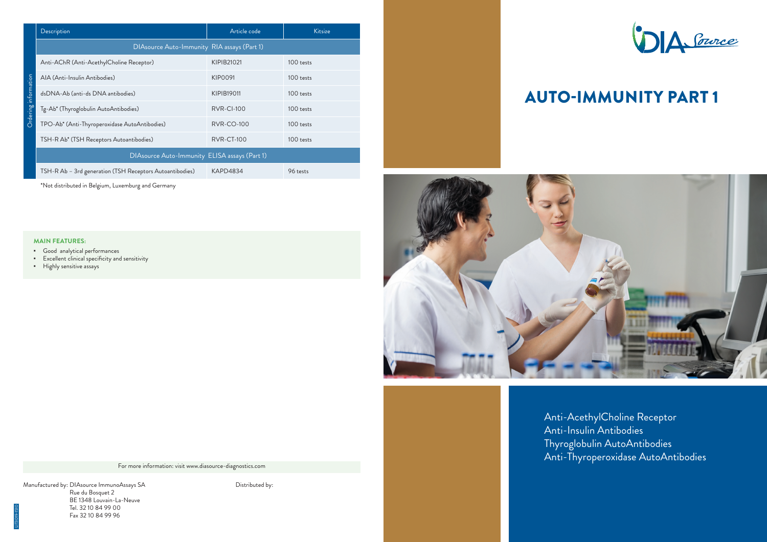# AUTO-IMMUNITY PART 1

Anti-AcethylCholine Receptor
Anti-Insulin Antibodies
Thyroglobulin AutoAntibodies
Anti-Thyroperoxidase AutoAntibodies

## Ordering information

| Description | Article code | Kitsize |
|---|---|---|
| **DIAsource Auto-Immunity RIA assays (Part 1)** | | |
| Anti-AChR (Anti-AcethylCholine Receptor) | KIPIB21021 | 100 tests |
| AIA (Anti-Insulin Antibodies) | KIP0091 | 100 tests |
| dsDNA-Ab (anti-ds DNA antibodies) | KIPIB19011 | 100 tests |
| Tg-Ab* (Thyroglobulin AutoAntibodies) | RVR-CI-100 | 100 tests |
| TPO-Ab* (Anti-Thyroperoxidase AutoAntibodies) | RVR-CO-100 | 100 tests |
| TSH-R Ab* (TSH Receptors Autoantibodies) | RVR-CT-100 | 100 tests |
| **DIAsource Auto-Immunity ELISA assays (Part 1)** | | |
| TSH-R Ab – 3rd generation (TSH Receptors Autoantibodies) | KAPD4834 | 96 tests |

*Not distributed in Belgium, Luxemburg and Germany

**MAIN FEATURES:**

- Good analytical performances
- Excellent clinical specificity and sensitivity
- Highly sensitive assays

For more information: visit www.diasource-diagnostics.com

Manufactured by: DIAsource ImmunoAssays SA
Rue du Bosquet 2
BE 1348 Louvain-La-Neuve
Tel. 32 10 84 99 00
Fax 32 10 84 99 96

Distributed by: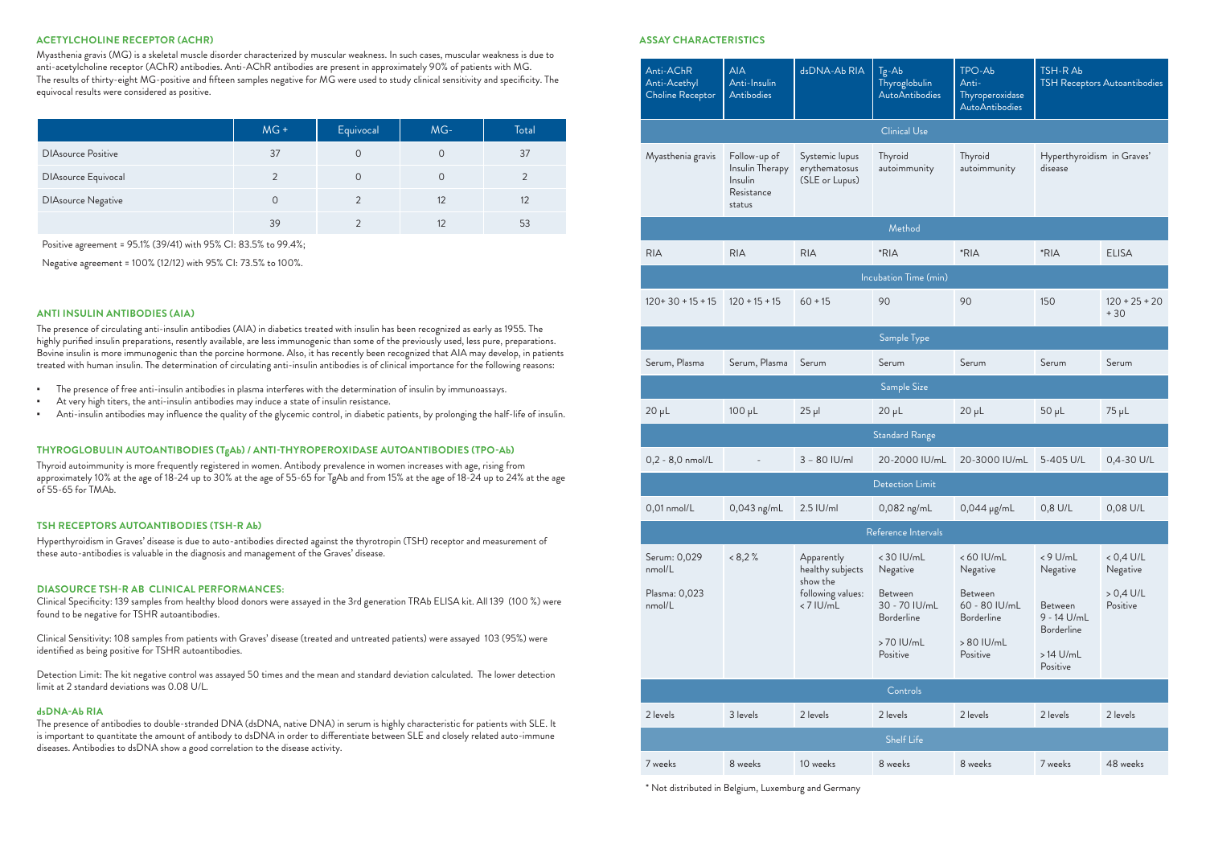## ACETYLCHOLINE RECEPTOR (AChR)

Myasthenia gravis (MG) is a skeletal muscle disorder characterized by muscular weakness. In such cases, muscular weakness is due to anti-acetylcholine receptor (AChR) antibodies. Anti-AChR antibodies are present in approximately 90% of patients with MG. The results of thirty-eight MG-positive and fifteen samples negative for MG were used to study clinical sensitivity and specificity. The equivocal results were considered as positive.

| | MG + | Equivocal | MG- | Total |
|---|---|---|---|---|
| DIAsource Positive | 37 | 0 | 0 | 37 |
| DIAsource Equivocal | 2 | 0 | 0 | 2 |
| DIAsource Negative | 0 | 2 | 12 | 12 |
| | 39 | 2 | 12 | 53 |

Positive agreement = 95.1% (39/41) with 95% CI: 83.5% to 99.4%;

Negative agreement = 100% (12/12) with 95% CI: 73.5% to 100%.

## ANTI INSULIN ANTIBODIES (AIA)

The presence of circulating anti-insulin antibodies (AIA) in diabetics treated with insulin has been recognized as early as 1955. The highly purified insulin preparations, resently available, are less immunogenic than some of the previously used, less pure, preparations. Bovine insulin is more immunogenic than the porcine hormone. Also, it has recently been recognized that AIA may develop, in patients treated with human insulin. The determination of circulating anti-insulin antibodies is of clinical importance for the following reasons:

- The presence of free anti-insulin antibodies in plasma interferes with the determination of insulin by immunoassays.
- At very high titers, the anti-insulin antibodies may induce a state of insulin resistance.
- Anti-insulin antibodies may influence the quality of the glycemic control, in diabetic patients, by prolonging the half-life of insulin.

## THYROGLOBULIN AUTOANTIBODIES (TgAb) / ANTI-THYROPEROXIDASE AUTOANTIBODIES (TPO-Ab)

Thyroid autoimmunity is more frequently registered in women. Antibody prevalence in women increases with age, rising from approximately 10% at the age of 18-24 up to 30% at the age of 55-65 for TgAb and from 15% at the age of 18-24 up to 24% at the age of 55-65 for TMAb.

## TSH RECEPTORS AUTOANTIBODIES (TSH-R Ab)

Hyperthyroidism in Graves' disease is due to auto-antibodies directed against the thyrotropin (TSH) receptor and measurement of these auto-antibodies is valuable in the diagnosis and management of the Graves' disease.

### DIASOURCE TSH-R AB CLINICAL PERFORMANCES:

Clinical Specificity: 139 samples from healthy blood donors were assayed in the 3rd generation TRAb ELISA kit. All 139 (100 %) were found to be negative for TSHR autoantibodies.

Clinical Sensitivity: 108 samples from patients with Graves' disease (treated and untreated patients) were assayed 103 (95%) were identified as being positive for TSHR autoantibodies.

Detection Limit: The kit negative control was assayed 50 times and the mean and standard deviation calculated. The lower detection limit at 2 standard deviations was 0.08 U/L.

### dsDNA-Ab RIA

The presence of antibodies to double-stranded DNA (dsDNA, native DNA) in serum is highly characteristic for patients with SLE. It is important to quantitate the amount of antibody to dsDNA in order to differentiate between SLE and closely related auto-immune diseases. Antibodies to dsDNA show a good correlation to the disease activity.

## ASSAY CHARACTERISTICS

| Anti-AChR Anti-Acethyl Choline Receptor | AIA Anti-Insulin Antibodies | dsDNA-Ab RIA | Tg-Ab Thyroglobulin AutoAntibodies | TPO-Ab Anti-Thyroperoxidase AutoAntibodies | TSH-R Ab TSH Receptors Autoantibodies | |
|---|---|---|---|---|---|---|
| **Clinical Use** | | | | | | |
| Myasthenia gravis | Follow-up of Insulin Therapy Insulin Resistance status | Systemic lupus erythematosus (SLE or Lupus) | Thyroid autoimmunity | Thyroid autoimmunity | Hyperthyroidism in Graves' disease | |
| **Method** | | | | | | |
| RIA | RIA | RIA | *RIA | *RIA | *RIA | ELISA |
| **Incubation Time (min)** | | | | | | |
| 120+ 30 + 15 + 15 | 120 + 15 + 15 | 60 + 15 | 90 | 90 | 150 | 120 + 25 + 20 + 30 |
| **Sample Type** | | | | | | |
| Serum, Plasma | Serum, Plasma | Serum | Serum | Serum | Serum | Serum |
| **Sample Size** | | | | | | |
| 20 µL | 100 µL | 25 µl | 20 µL | 20 µL | 50 µL | 75 µL |
| **Standard Range** | | | | | | |
| 0,2 - 8,0 nmol/L | - | 3 – 80 IU/ml | 20-2000 IU/mL | 20-3000 IU/mL | 5-405 U/L | 0,4-30 U/L |
| **Detection Limit** | | | | | | |
| 0,01 nmol/L | 0,043 ng/mL | 2.5 IU/ml | 0,082 ng/mL | 0,044 µg/mL | 0,8 U/L | 0,08 U/L |
| **Reference Intervals** | | | | | | |
| Serum: 0,029 nmol/L<br>Plasma: 0,023 nmol/L | < 8,2 % | Apparently healthy subjects show the following values: < 7 IU/mL | < 30 IU/mL Negative<br>Between 30 - 70 IU/mL Borderline<br>> 70 IU/mL Positive | < 60 IU/mL Negative<br>Between 60 - 80 IU/mL Borderline<br>> 80 IU/mL Positive | < 9 U/mL Negative<br>Between 9 - 14 U/mL Borderline<br>> 14 U/mL Positive | < 0,4 U/L Negative<br>> 0,4 U/L Positive |
| **Controls** | | | | | | |
| 2 levels | 3 levels | 2 levels | 2 levels | 2 levels | 2 levels | 2 levels |
| **Shelf Life** | | | | | | |
| 7 weeks | 8 weeks | 10 weeks | 8 weeks | 8 weeks | 7 weeks | 48 weeks |

* Not distributed in Belgium, Luxemburg and Germany